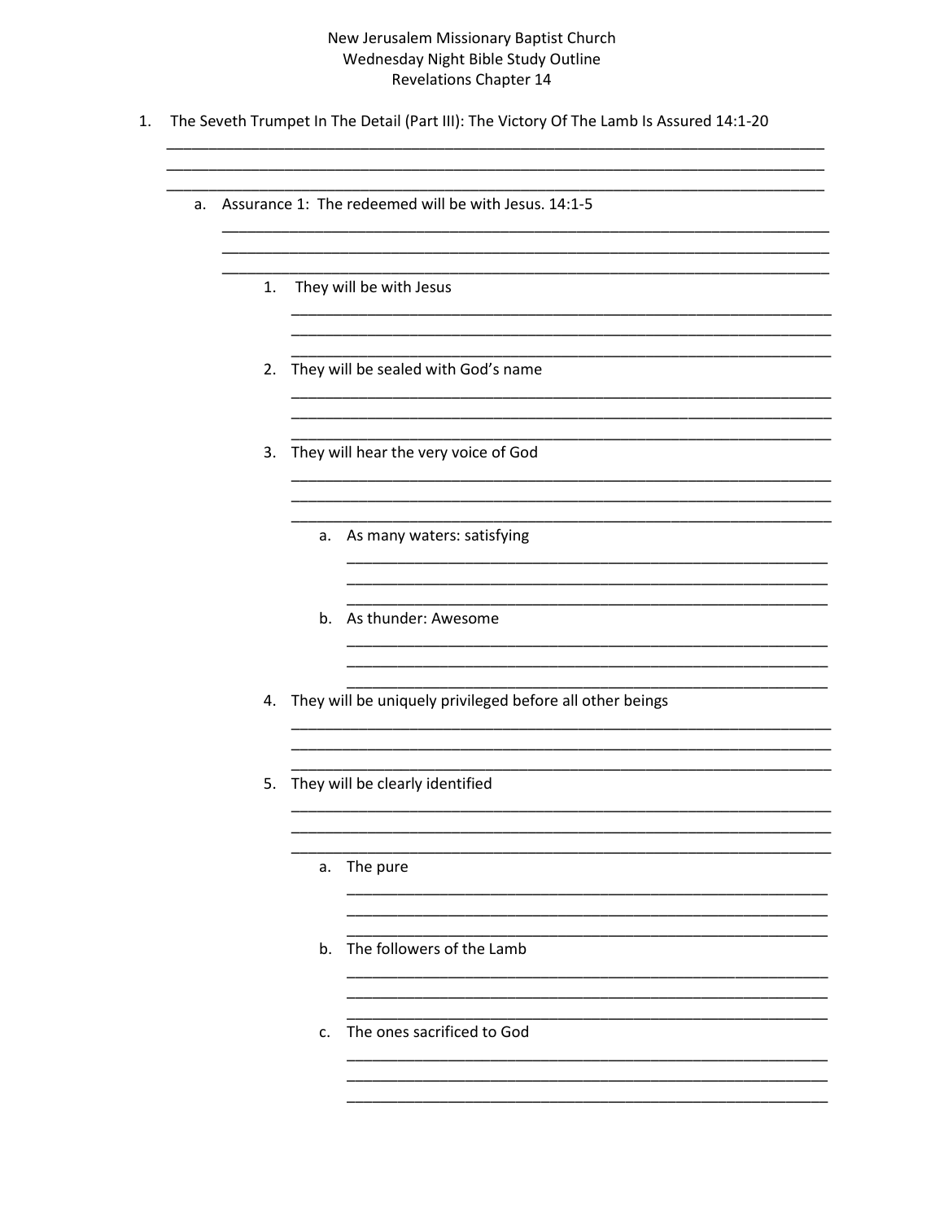New Jerusalem Missionary Baptist Church
Wednesday Night Bible Study Outline
Revelations Chapter 14

1. The Seveth Trumpet In The Detail (Part III): The Victory Of The Lamb Is Assured 14:1-20

   a. Assurance 1: The redeemed will be with Jesus. 14:1-5

      1. They will be with Jesus

      2. They will be sealed with God's name

      3. They will hear the very voice of God

         a. As many waters: satisfying

         b. As thunder: Awesome

      4. They will be uniquely privileged before all other beings

      5. They will be clearly identified

         a. The pure

         b. The followers of the Lamb

         c. The ones sacrificed to God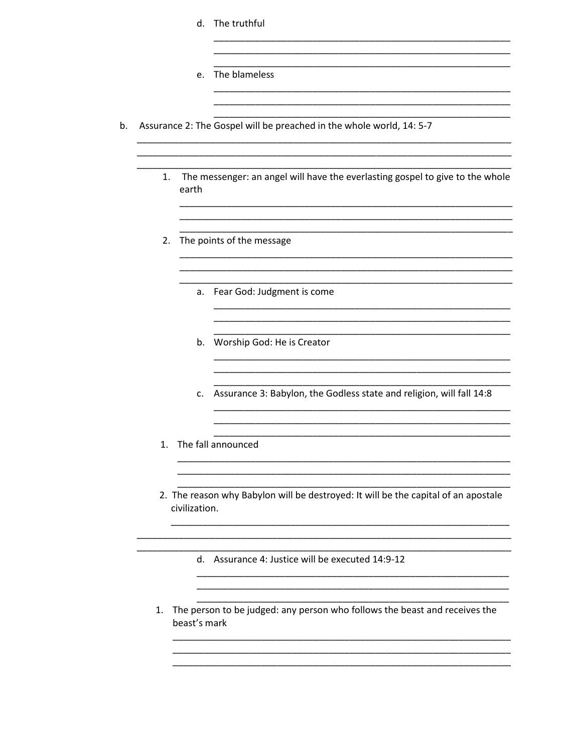d. The truthful

___________________________________________________________
___________________________________________________________
___________________________________________________________

e. The blameless

___________________________________________________________
___________________________________________________________
___________________________________________________________

b. Assurance 2: The Gospel will be preached in the whole world, 14: 5-7

___________________________________________________________
___________________________________________________________
___________________________________________________________

1. The messenger: an angel will have the everlasting gospel to give to the whole earth

___________________________________________________________
___________________________________________________________
___________________________________________________________

2. The points of the message

___________________________________________________________
___________________________________________________________
___________________________________________________________

a. Fear God: Judgment is come

___________________________________________________________
___________________________________________________________
___________________________________________________________

b. Worship God: He is Creator

___________________________________________________________
___________________________________________________________
___________________________________________________________

c. Assurance 3: Babylon, the Godless state and religion, will fall 14:8

___________________________________________________________
___________________________________________________________
___________________________________________________________

1. The fall announced

___________________________________________________________
___________________________________________________________
___________________________________________________________

2. The reason why Babylon will be destroyed: It will be the capital of an apostale civilization.

___________________________________________________________
___________________________________________________________
___________________________________________________________

d. Assurance 4: Justice will be executed 14:9-12

___________________________________________________________
___________________________________________________________
___________________________________________________________

1. The person to be judged: any person who follows the beast and receives the beast's mark

___________________________________________________________
___________________________________________________________
___________________________________________________________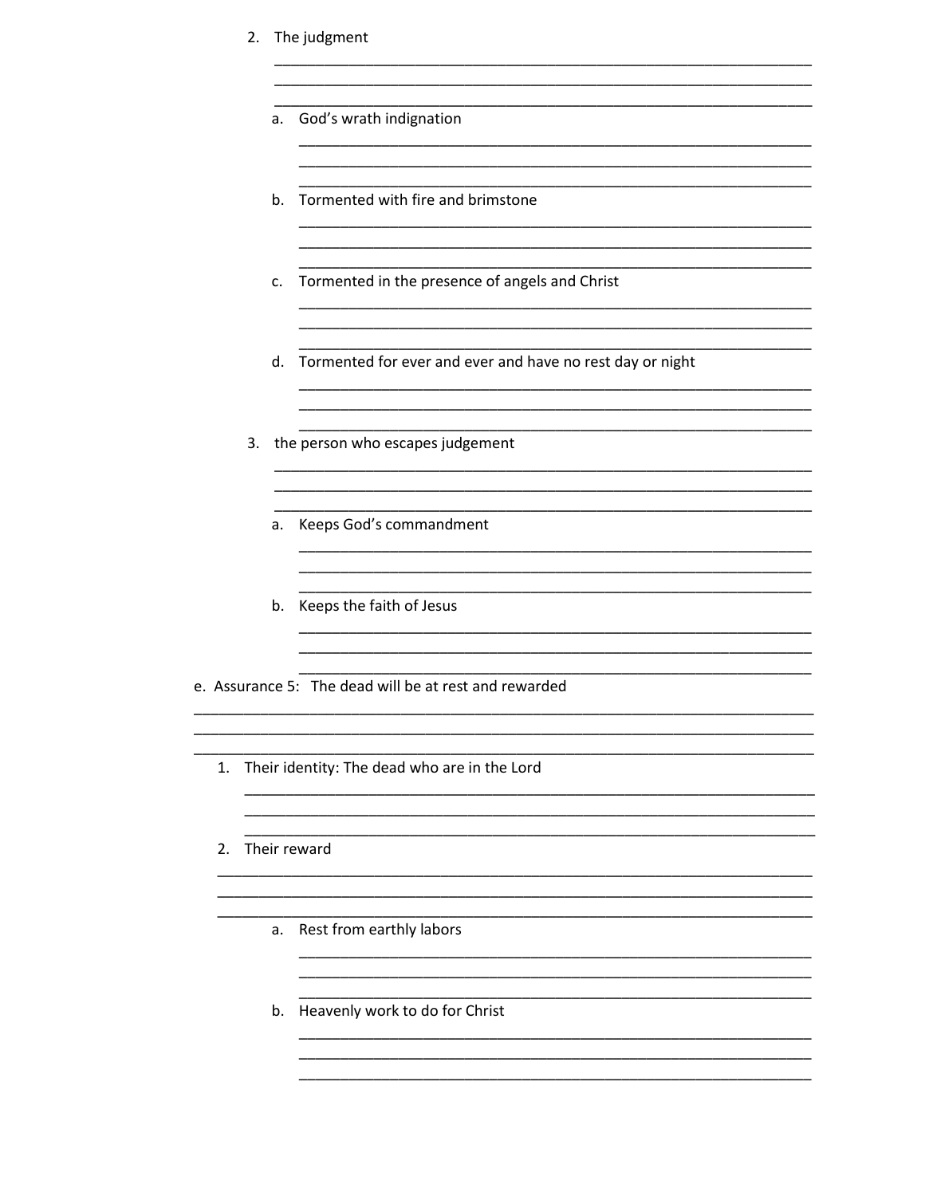2. The judgment

______________________________________________________________________
______________________________________________________________________
______________________________________________________________________

    a. God's wrath indignation

    ___________________________________________________________________
    ___________________________________________________________________
    ___________________________________________________________________

    b. Tormented with fire and brimstone

    ___________________________________________________________________
    ___________________________________________________________________
    ___________________________________________________________________

    c. Tormented in the presence of angels and Christ

    ___________________________________________________________________
    ___________________________________________________________________
    ___________________________________________________________________

    d. Tormented for ever and ever and have no rest day or night

    ___________________________________________________________________
    ___________________________________________________________________
    ___________________________________________________________________

3. the person who escapes judgement

______________________________________________________________________
______________________________________________________________________
______________________________________________________________________

    a. Keeps God's commandment

    ___________________________________________________________________
    ___________________________________________________________________
    ___________________________________________________________________

    b. Keeps the faith of Jesus

    ___________________________________________________________________
    ___________________________________________________________________
    ___________________________________________________________________

e. Assurance 5: The dead will be at rest and rewarded

______________________________________________________________________________
______________________________________________________________________________
______________________________________________________________________________

1. Their identity: The dead who are in the Lord

______________________________________________________________________
______________________________________________________________________
______________________________________________________________________

2. Their reward

______________________________________________________________________
______________________________________________________________________
______________________________________________________________________

    a. Rest from earthly labors

    ___________________________________________________________________
    ___________________________________________________________________
    ___________________________________________________________________

    b. Heavenly work to do for Christ

    ___________________________________________________________________
    ___________________________________________________________________
    ___________________________________________________________________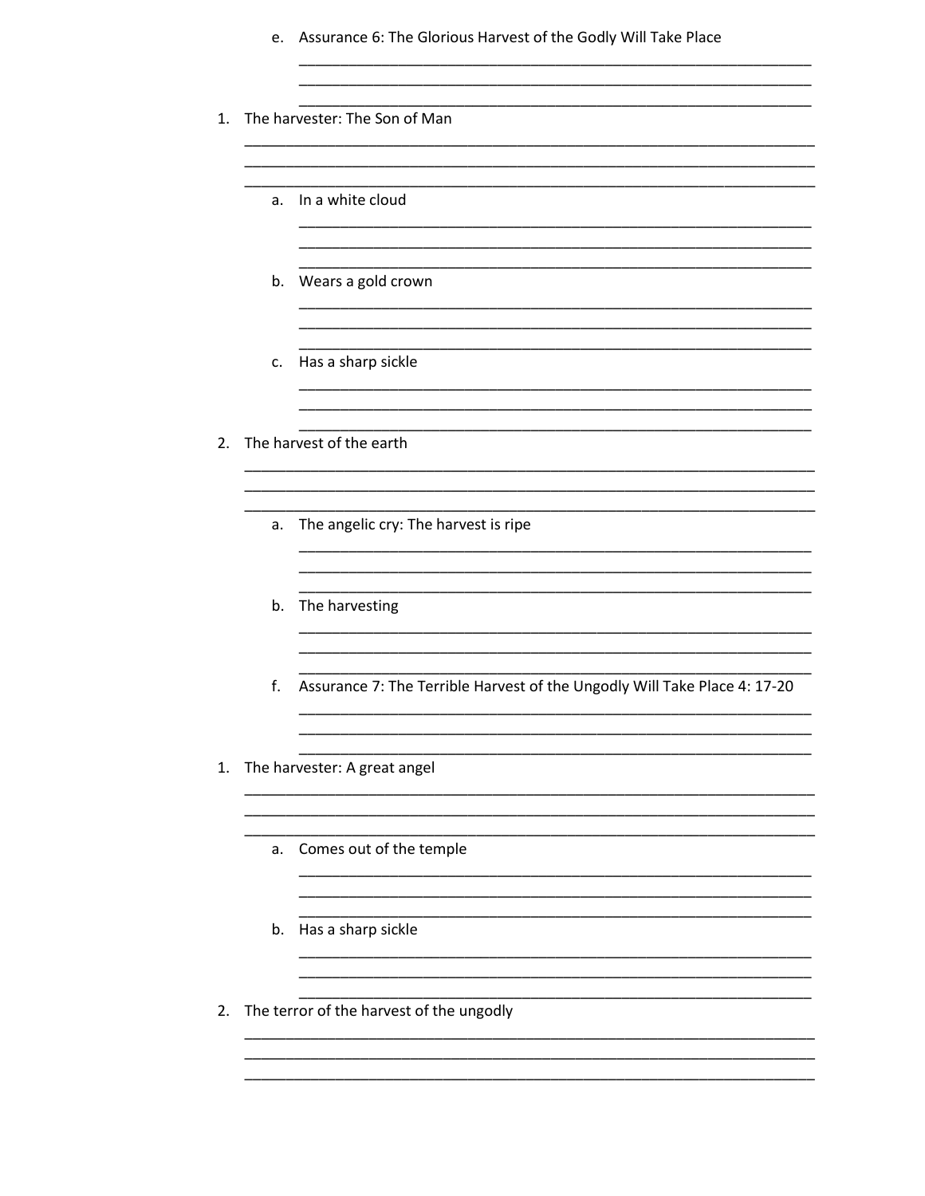e. Assurance 6: The Glorious Harvest of the Godly Will Take Place

1. The harvester: The Son of Man

   a. In a white cloud

   b. Wears a gold crown

   c. Has a sharp sickle

2. The harvest of the earth

   a. The angelic cry: The harvest is ripe

   b. The harvesting

f. Assurance 7: The Terrible Harvest of the Ungodly Will Take Place 4: 17-20

1. The harvester: A great angel

   a. Comes out of the temple

   b. Has a sharp sickle

2. The terror of the harvest of the ungodly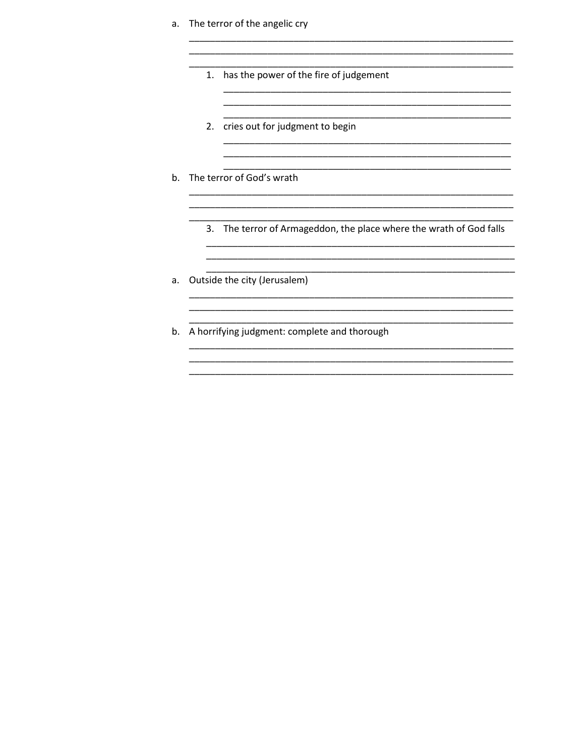a. The terror of the angelic cry

_______________________________________________________________
_______________________________________________________________
_______________________________________________________________

   1. has the power of the fire of judgement

   _______________________________________________________
   _______________________________________________________
   _______________________________________________________

   2. cries out for judgment to begin

   _______________________________________________________
   _______________________________________________________
   _______________________________________________________

b. The terror of God's wrath

_______________________________________________________________
_______________________________________________________________
_______________________________________________________________

   3. The terror of Armageddon, the place where the wrath of God falls

   _______________________________________________________________
   _______________________________________________________________
   _______________________________________________________________

a. Outside the city (Jerusalem)

_______________________________________________________________
_______________________________________________________________
_______________________________________________________________

b. A horrifying judgment: complete and thorough

_______________________________________________________________
_______________________________________________________________
_______________________________________________________________